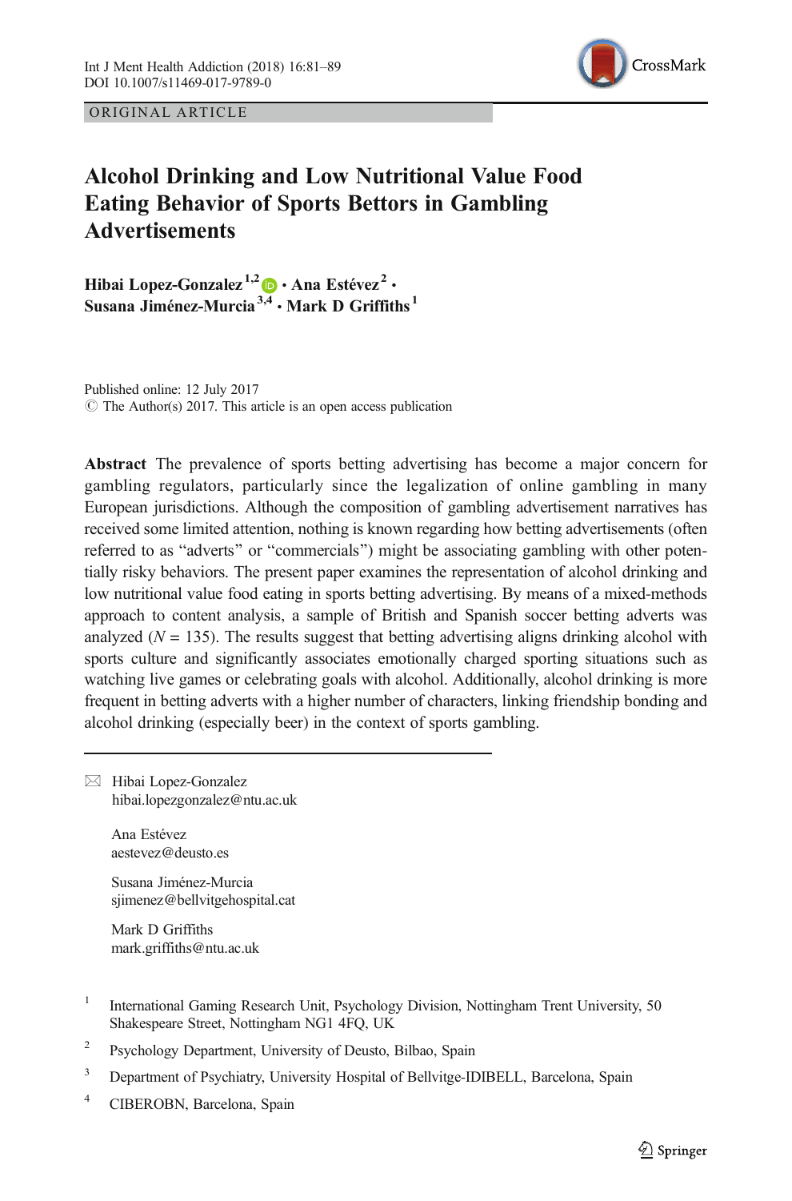ORIGINAL ARTICLE

# Alcohol Drinking and Low Nutritional Value Food Eating Behavior of Sports Bettors in Gambling Advertisements

**Hibai Lopez-Gonzalez**[1,2] **· Ana Estévez**[2] **· Susana Jiménez-Murcia**[3,4] **· Mark D Griffiths**[1]

Published online: 12 July 2017
© The Author(s) 2017. This article is an open access publication

**Abstract** The prevalence of sports betting advertising has become a major concern for gambling regulators, particularly since the legalization of online gambling in many European jurisdictions. Although the composition of gambling advertisement narratives has received some limited attention, nothing is known regarding how betting advertisements (often referred to as "adverts" or "commercials") might be associating gambling with other potentially risky behaviors. The present paper examines the representation of alcohol drinking and low nutritional value food eating in sports betting advertising. By means of a mixed-methods approach to content analysis, a sample of British and Spanish soccer betting adverts was analyzed ($N = 135$). The results suggest that betting advertising aligns drinking alcohol with sports culture and significantly associates emotionally charged sporting situations such as watching live games or celebrating goals with alcohol. Additionally, alcohol drinking is more frequent in betting adverts with a higher number of characters, linking friendship bonding and alcohol drinking (especially beer) in the context of sports gambling.

---

✉ Hibai Lopez-Gonzalez
hibai.lopezgonzalez@ntu.ac.uk

Ana Estévez
aestevez@deusto.es

Susana Jiménez-Murcia
sjimenez@bellvitgehospital.cat

Mark D Griffiths
mark.griffiths@ntu.ac.uk

1 International Gaming Research Unit, Psychology Division, Nottingham Trent University, 50 Shakespeare Street, Nottingham NG1 4FQ, UK

2 Psychology Department, University of Deusto, Bilbao, Spain

3 Department of Psychiatry, University Hospital of Bellvitge-IDIBELL, Barcelona, Spain

4 CIBEROBN, Barcelona, Spain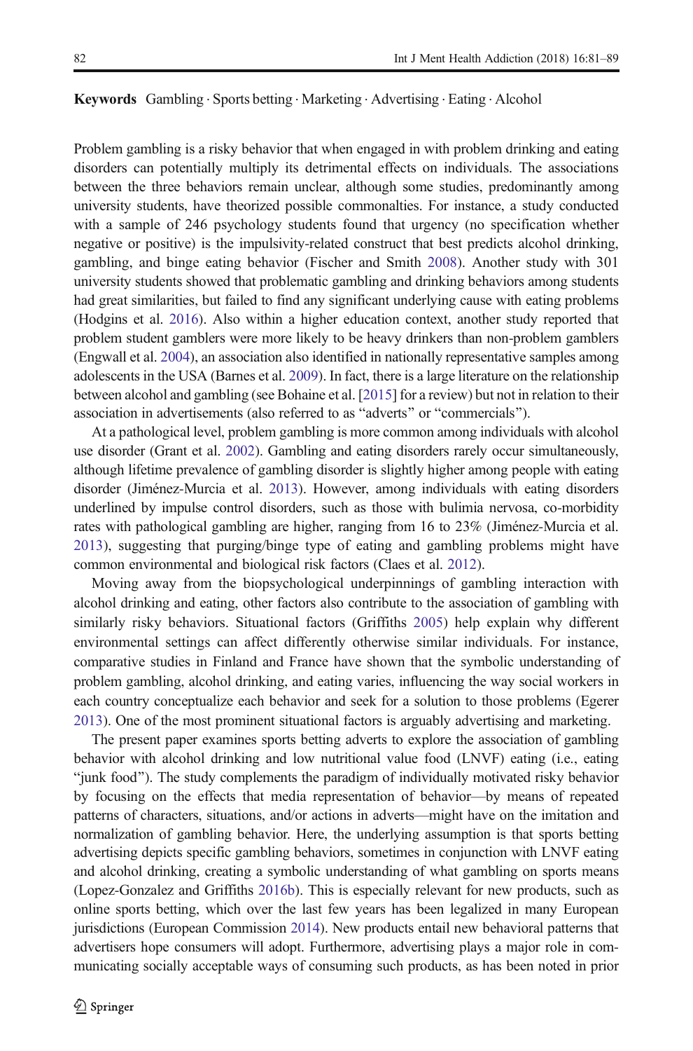**Keywords** Gambling · Sports betting · Marketing · Advertising · Eating · Alcohol

Problem gambling is a risky behavior that when engaged in with problem drinking and eating disorders can potentially multiply its detrimental effects on individuals. The associations between the three behaviors remain unclear, although some studies, predominantly among university students, have theorized possible commonalties. For instance, a study conducted with a sample of 246 psychology students found that urgency (no specification whether negative or positive) is the impulsivity-related construct that best predicts alcohol drinking, gambling, and binge eating behavior (Fischer and Smith 2008). Another study with 301 university students showed that problematic gambling and drinking behaviors among students had great similarities, but failed to find any significant underlying cause with eating problems (Hodgins et al. 2016). Also within a higher education context, another study reported that problem student gamblers were more likely to be heavy drinkers than non-problem gamblers (Engwall et al. 2004), an association also identified in nationally representative samples among adolescents in the USA (Barnes et al. 2009). In fact, there is a large literature on the relationship between alcohol and gambling (see Bohaine et al. [2015] for a review) but not in relation to their association in advertisements (also referred to as "adverts" or "commercials").

At a pathological level, problem gambling is more common among individuals with alcohol use disorder (Grant et al. 2002). Gambling and eating disorders rarely occur simultaneously, although lifetime prevalence of gambling disorder is slightly higher among people with eating disorder (Jiménez-Murcia et al. 2013). However, among individuals with eating disorders underlined by impulse control disorders, such as those with bulimia nervosa, co-morbidity rates with pathological gambling are higher, ranging from 16 to 23% (Jiménez-Murcia et al. 2013), suggesting that purging/binge type of eating and gambling problems might have common environmental and biological risk factors (Claes et al. 2012).

Moving away from the biopsychological underpinnings of gambling interaction with alcohol drinking and eating, other factors also contribute to the association of gambling with similarly risky behaviors. Situational factors (Griffiths 2005) help explain why different environmental settings can affect differently otherwise similar individuals. For instance, comparative studies in Finland and France have shown that the symbolic understanding of problem gambling, alcohol drinking, and eating varies, influencing the way social workers in each country conceptualize each behavior and seek for a solution to those problems (Egerer 2013). One of the most prominent situational factors is arguably advertising and marketing.

The present paper examines sports betting adverts to explore the association of gambling behavior with alcohol drinking and low nutritional value food (LNVF) eating (i.e., eating "junk food"). The study complements the paradigm of individually motivated risky behavior by focusing on the effects that media representation of behavior—by means of repeated patterns of characters, situations, and/or actions in adverts—might have on the imitation and normalization of gambling behavior. Here, the underlying assumption is that sports betting advertising depicts specific gambling behaviors, sometimes in conjunction with LNVF eating and alcohol drinking, creating a symbolic understanding of what gambling on sports means (Lopez-Gonzalez and Griffiths 2016b). This is especially relevant for new products, such as online sports betting, which over the last few years has been legalized in many European jurisdictions (European Commission 2014). New products entail new behavioral patterns that advertisers hope consumers will adopt. Furthermore, advertising plays a major role in communicating socially acceptable ways of consuming such products, as has been noted in prior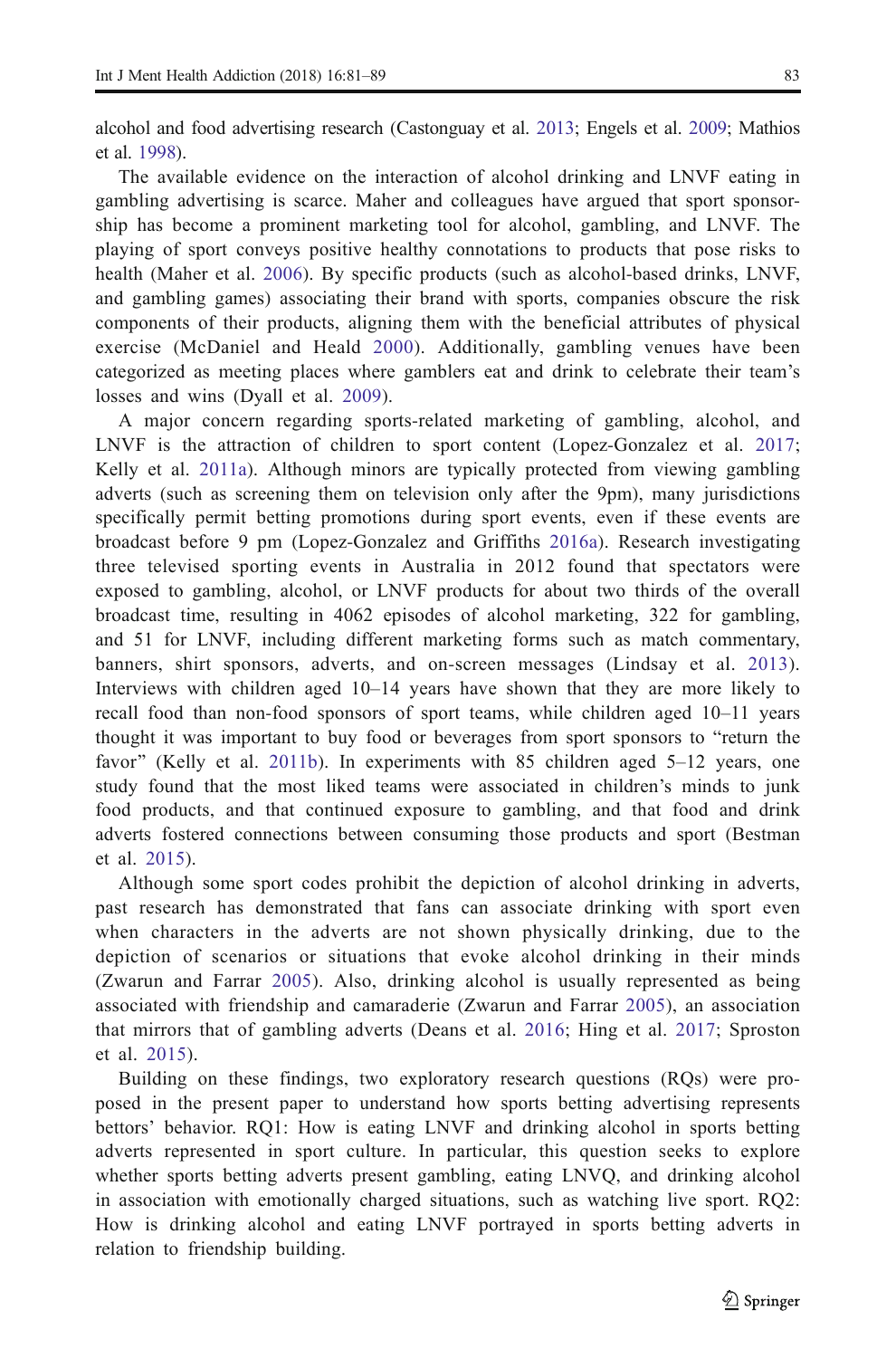alcohol and food advertising research (Castonguay et al. 2013; Engels et al. 2009; Mathios et al. 1998).

The available evidence on the interaction of alcohol drinking and LNVF eating in gambling advertising is scarce. Maher and colleagues have argued that sport sponsorship has become a prominent marketing tool for alcohol, gambling, and LNVF. The playing of sport conveys positive healthy connotations to products that pose risks to health (Maher et al. 2006). By specific products (such as alcohol-based drinks, LNVF, and gambling games) associating their brand with sports, companies obscure the risk components of their products, aligning them with the beneficial attributes of physical exercise (McDaniel and Heald 2000). Additionally, gambling venues have been categorized as meeting places where gamblers eat and drink to celebrate their team's losses and wins (Dyall et al. 2009).

A major concern regarding sports-related marketing of gambling, alcohol, and LNVF is the attraction of children to sport content (Lopez-Gonzalez et al. 2017; Kelly et al. 2011a). Although minors are typically protected from viewing gambling adverts (such as screening them on television only after the 9pm), many jurisdictions specifically permit betting promotions during sport events, even if these events are broadcast before 9 pm (Lopez-Gonzalez and Griffiths 2016a). Research investigating three televised sporting events in Australia in 2012 found that spectators were exposed to gambling, alcohol, or LNVF products for about two thirds of the overall broadcast time, resulting in 4062 episodes of alcohol marketing, 322 for gambling, and 51 for LNVF, including different marketing forms such as match commentary, banners, shirt sponsors, adverts, and on-screen messages (Lindsay et al. 2013). Interviews with children aged 10–14 years have shown that they are more likely to recall food than non-food sponsors of sport teams, while children aged 10–11 years thought it was important to buy food or beverages from sport sponsors to "return the favor" (Kelly et al. 2011b). In experiments with 85 children aged 5–12 years, one study found that the most liked teams were associated in children's minds to junk food products, and that continued exposure to gambling, and that food and drink adverts fostered connections between consuming those products and sport (Bestman et al. 2015).

Although some sport codes prohibit the depiction of alcohol drinking in adverts, past research has demonstrated that fans can associate drinking with sport even when characters in the adverts are not shown physically drinking, due to the depiction of scenarios or situations that evoke alcohol drinking in their minds (Zwarun and Farrar 2005). Also, drinking alcohol is usually represented as being associated with friendship and camaraderie (Zwarun and Farrar 2005), an association that mirrors that of gambling adverts (Deans et al. 2016; Hing et al. 2017; Sproston et al. 2015).

Building on these findings, two exploratory research questions (RQs) were proposed in the present paper to understand how sports betting advertising represents bettors' behavior. RQ1: How is eating LNVF and drinking alcohol in sports betting adverts represented in sport culture. In particular, this question seeks to explore whether sports betting adverts present gambling, eating LNVQ, and drinking alcohol in association with emotionally charged situations, such as watching live sport. RQ2: How is drinking alcohol and eating LNVF portrayed in sports betting adverts in relation to friendship building.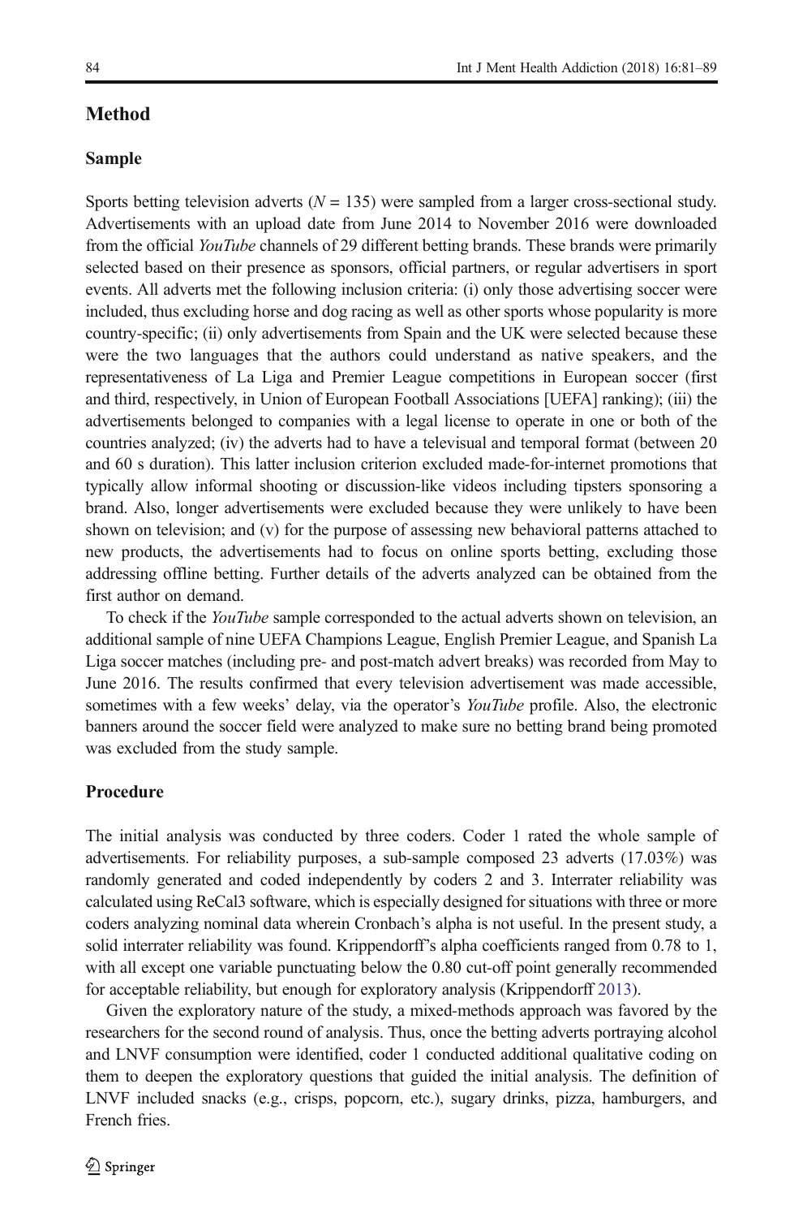## Method

### Sample

Sports betting television adverts ($N = 135$) were sampled from a larger cross-sectional study. Advertisements with an upload date from June 2014 to November 2016 were downloaded from the official *YouTube* channels of 29 different betting brands. These brands were primarily selected based on their presence as sponsors, official partners, or regular advertisers in sport events. All adverts met the following inclusion criteria: (i) only those advertising soccer were included, thus excluding horse and dog racing as well as other sports whose popularity is more country-specific; (ii) only advertisements from Spain and the UK were selected because these were the two languages that the authors could understand as native speakers, and the representativeness of La Liga and Premier League competitions in European soccer (first and third, respectively, in Union of European Football Associations [UEFA] ranking); (iii) the advertisements belonged to companies with a legal license to operate in one or both of the countries analyzed; (iv) the adverts had to have a televisual and temporal format (between 20 and 60 s duration). This latter inclusion criterion excluded made-for-internet promotions that typically allow informal shooting or discussion-like videos including tipsters sponsoring a brand. Also, longer advertisements were excluded because they were unlikely to have been shown on television; and (v) for the purpose of assessing new behavioral patterns attached to new products, the advertisements had to focus on online sports betting, excluding those addressing offline betting. Further details of the adverts analyzed can be obtained from the first author on demand.

To check if the *YouTube* sample corresponded to the actual adverts shown on television, an additional sample of nine UEFA Champions League, English Premier League, and Spanish La Liga soccer matches (including pre- and post-match advert breaks) was recorded from May to June 2016. The results confirmed that every television advertisement was made accessible, sometimes with a few weeks' delay, via the operator's *YouTube* profile. Also, the electronic banners around the soccer field were analyzed to make sure no betting brand being promoted was excluded from the study sample.

### Procedure

The initial analysis was conducted by three coders. Coder 1 rated the whole sample of advertisements. For reliability purposes, a sub-sample composed 23 adverts (17.03%) was randomly generated and coded independently by coders 2 and 3. Interrater reliability was calculated using ReCal3 software, which is especially designed for situations with three or more coders analyzing nominal data wherein Cronbach's alpha is not useful. In the present study, a solid interrater reliability was found. Krippendorff's alpha coefficients ranged from 0.78 to 1, with all except one variable punctuating below the 0.80 cut-off point generally recommended for acceptable reliability, but enough for exploratory analysis (Krippendorff 2013).

Given the exploratory nature of the study, a mixed-methods approach was favored by the researchers for the second round of analysis. Thus, once the betting adverts portraying alcohol and LNVF consumption were identified, coder 1 conducted additional qualitative coding on them to deepen the exploratory questions that guided the initial analysis. The definition of LNVF included snacks (e.g., crisps, popcorn, etc.), sugary drinks, pizza, hamburgers, and French fries.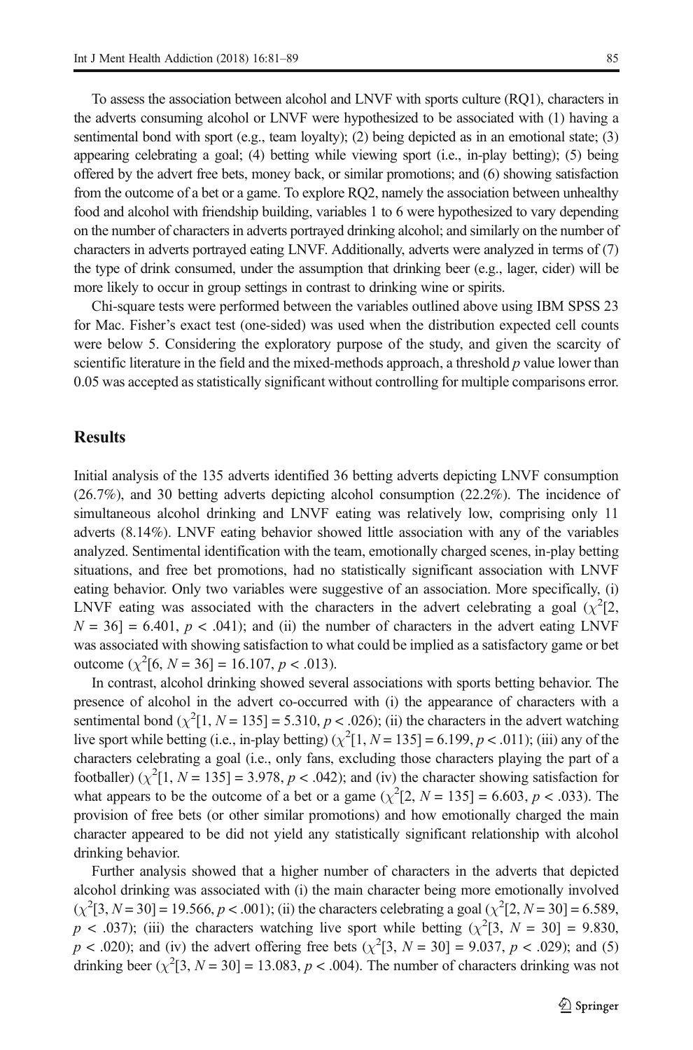To assess the association between alcohol and LNVF with sports culture (RQ1), characters in the adverts consuming alcohol or LNVF were hypothesized to be associated with (1) having a sentimental bond with sport (e.g., team loyalty); (2) being depicted as in an emotional state; (3) appearing celebrating a goal; (4) betting while viewing sport (i.e., in-play betting); (5) being offered by the advert free bets, money back, or similar promotions; and (6) showing satisfaction from the outcome of a bet or a game. To explore RQ2, namely the association between unhealthy food and alcohol with friendship building, variables 1 to 6 were hypothesized to vary depending on the number of characters in adverts portrayed drinking alcohol; and similarly on the number of characters in adverts portrayed eating LNVF. Additionally, adverts were analyzed in terms of (7) the type of drink consumed, under the assumption that drinking beer (e.g., lager, cider) will be more likely to occur in group settings in contrast to drinking wine or spirits.

Chi-square tests were performed between the variables outlined above using IBM SPSS 23 for Mac. Fisher's exact test (one-sided) was used when the distribution expected cell counts were below 5. Considering the exploratory purpose of the study, and given the scarcity of scientific literature in the field and the mixed-methods approach, a threshold $p$ value lower than 0.05 was accepted as statistically significant without controlling for multiple comparisons error.

## Results

Initial analysis of the 135 adverts identified 36 betting adverts depicting LNVF consumption (26.7%), and 30 betting adverts depicting alcohol consumption (22.2%). The incidence of simultaneous alcohol drinking and LNVF eating was relatively low, comprising only 11 adverts (8.14%). LNVF eating behavior showed little association with any of the variables analyzed. Sentimental identification with the team, emotionally charged scenes, in-play betting situations, and free bet promotions, had no statistically significant association with LNVF eating behavior. Only two variables were suggestive of an association. More specifically, (i) LNVF eating was associated with the characters in the advert celebrating a goal ($\chi^2[2, N = 36] = 6.401$, $p < .041$); and (ii) the number of characters in the advert eating LNVF was associated with showing satisfaction to what could be implied as a satisfactory game or bet outcome ($\chi^2[6, N = 36] = 16.107$, $p < .013$).

In contrast, alcohol drinking showed several associations with sports betting behavior. The presence of alcohol in the advert co-occurred with (i) the appearance of characters with a sentimental bond ($\chi^2[1, N = 135] = 5.310$, $p < .026$); (ii) the characters in the advert watching live sport while betting (i.e., in-play betting) ($\chi^2[1, N = 135] = 6.199$, $p < .011$); (iii) any of the characters celebrating a goal (i.e., only fans, excluding those characters playing the part of a footballer) ($\chi^2[1, N = 135] = 3.978$, $p < .042$); and (iv) the character showing satisfaction for what appears to be the outcome of a bet or a game ($\chi^2[2, N = 135] = 6.603$, $p < .033$). The provision of free bets (or other similar promotions) and how emotionally charged the main character appeared to be did not yield any statistically significant relationship with alcohol drinking behavior.

Further analysis showed that a higher number of characters in the adverts that depicted alcohol drinking was associated with (i) the main character being more emotionally involved ($\chi^2[3, N = 30] = 19.566$, $p < .001$); (ii) the characters celebrating a goal ($\chi^2[2, N = 30] = 6.589$, $p < .037$); (iii) the characters watching live sport while betting ($\chi^2[3, N = 30] = 9.830$, $p < .020$); and (iv) the advert offering free bets ($\chi^2[3, N = 30] = 9.037$, $p < .029$); and (5) drinking beer ($\chi^2[3, N = 30] = 13.083$, $p < .004$). The number of characters drinking was not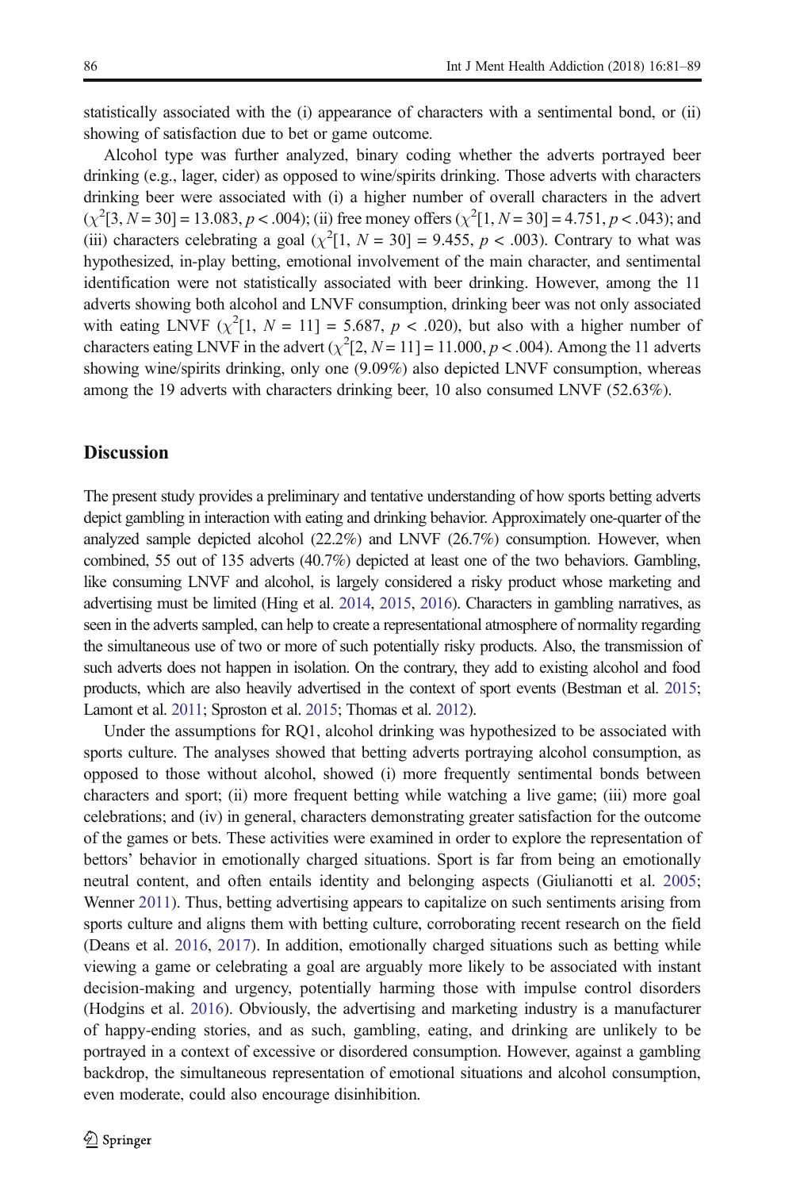statistically associated with the (i) appearance of characters with a sentimental bond, or (ii) showing of satisfaction due to bet or game outcome.

Alcohol type was further analyzed, binary coding whether the adverts portrayed beer drinking (e.g., lager, cider) as opposed to wine/spirits drinking. Those adverts with characters drinking beer were associated with (i) a higher number of overall characters in the advert ($\chi^2[3, N = 30] = 13.083, p < .004$); (ii) free money offers ($\chi^2[1, N = 30] = 4.751, p < .043$); and (iii) characters celebrating a goal ($\chi^2[1, N = 30] = 9.455, p < .003$). Contrary to what was hypothesized, in-play betting, emotional involvement of the main character, and sentimental identification were not statistically associated with beer drinking. However, among the 11 adverts showing both alcohol and LNVF consumption, drinking beer was not only associated with eating LNVF ($\chi^2[1, N = 11] = 5.687, p < .020$), but also with a higher number of characters eating LNVF in the advert ($\chi^2[2, N = 11] = 11.000, p < .004$). Among the 11 adverts showing wine/spirits drinking, only one (9.09%) also depicted LNVF consumption, whereas among the 19 adverts with characters drinking beer, 10 also consumed LNVF (52.63%).

## Discussion

The present study provides a preliminary and tentative understanding of how sports betting adverts depict gambling in interaction with eating and drinking behavior. Approximately one-quarter of the analyzed sample depicted alcohol (22.2%) and LNVF (26.7%) consumption. However, when combined, 55 out of 135 adverts (40.7%) depicted at least one of the two behaviors. Gambling, like consuming LNVF and alcohol, is largely considered a risky product whose marketing and advertising must be limited (Hing et al. 2014, 2015, 2016). Characters in gambling narratives, as seen in the adverts sampled, can help to create a representational atmosphere of normality regarding the simultaneous use of two or more of such potentially risky products. Also, the transmission of such adverts does not happen in isolation. On the contrary, they add to existing alcohol and food products, which are also heavily advertised in the context of sport events (Bestman et al. 2015; Lamont et al. 2011; Sproston et al. 2015; Thomas et al. 2012).

Under the assumptions for RQ1, alcohol drinking was hypothesized to be associated with sports culture. The analyses showed that betting adverts portraying alcohol consumption, as opposed to those without alcohol, showed (i) more frequently sentimental bonds between characters and sport; (ii) more frequent betting while watching a live game; (iii) more goal celebrations; and (iv) in general, characters demonstrating greater satisfaction for the outcome of the games or bets. These activities were examined in order to explore the representation of bettors' behavior in emotionally charged situations. Sport is far from being an emotionally neutral content, and often entails identity and belonging aspects (Giulianotti et al. 2005; Wenner 2011). Thus, betting advertising appears to capitalize on such sentiments arising from sports culture and aligns them with betting culture, corroborating recent research on the field (Deans et al. 2016, 2017). In addition, emotionally charged situations such as betting while viewing a game or celebrating a goal are arguably more likely to be associated with instant decision-making and urgency, potentially harming those with impulse control disorders (Hodgins et al. 2016). Obviously, the advertising and marketing industry is a manufacturer of happy-ending stories, and as such, gambling, eating, and drinking are unlikely to be portrayed in a context of excessive or disordered consumption. However, against a gambling backdrop, the simultaneous representation of emotional situations and alcohol consumption, even moderate, could also encourage disinhibition.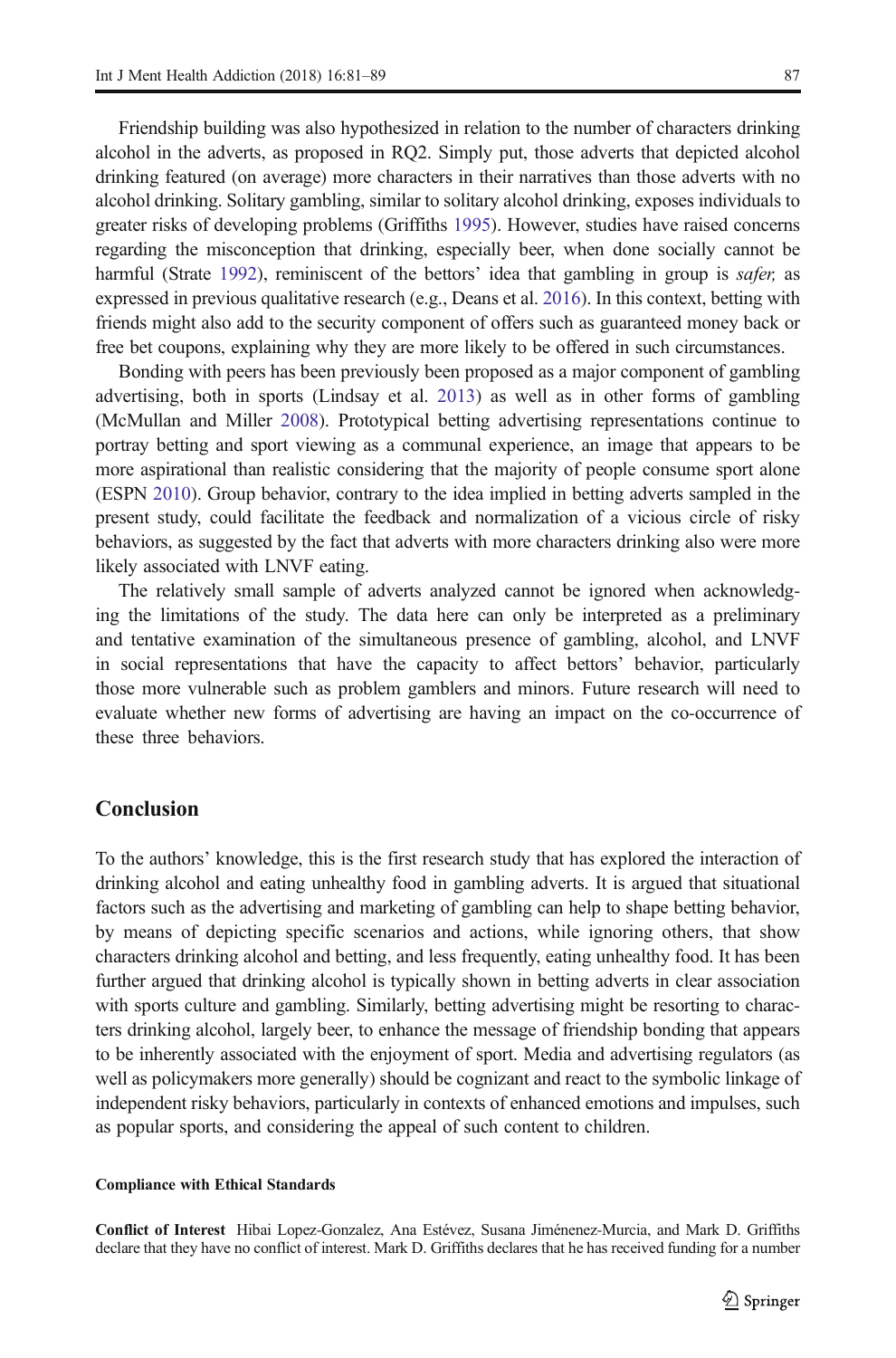Friendship building was also hypothesized in relation to the number of characters drinking alcohol in the adverts, as proposed in RQ2. Simply put, those adverts that depicted alcohol drinking featured (on average) more characters in their narratives than those adverts with no alcohol drinking. Solitary gambling, similar to solitary alcohol drinking, exposes individuals to greater risks of developing problems (Griffiths 1995). However, studies have raised concerns regarding the misconception that drinking, especially beer, when done socially cannot be harmful (Strate 1992), reminiscent of the bettors' idea that gambling in group is *safer,* as expressed in previous qualitative research (e.g., Deans et al. 2016). In this context, betting with friends might also add to the security component of offers such as guaranteed money back or free bet coupons, explaining why they are more likely to be offered in such circumstances.

Bonding with peers has been previously been proposed as a major component of gambling advertising, both in sports (Lindsay et al. 2013) as well as in other forms of gambling (McMullan and Miller 2008). Prototypical betting advertising representations continue to portray betting and sport viewing as a communal experience, an image that appears to be more aspirational than realistic considering that the majority of people consume sport alone (ESPN 2010). Group behavior, contrary to the idea implied in betting adverts sampled in the present study, could facilitate the feedback and normalization of a vicious circle of risky behaviors, as suggested by the fact that adverts with more characters drinking also were more likely associated with LNVF eating.

The relatively small sample of adverts analyzed cannot be ignored when acknowledging the limitations of the study. The data here can only be interpreted as a preliminary and tentative examination of the simultaneous presence of gambling, alcohol, and LNVF in social representations that have the capacity to affect bettors' behavior, particularly those more vulnerable such as problem gamblers and minors. Future research will need to evaluate whether new forms of advertising are having an impact on the co-occurrence of these three behaviors.

## Conclusion

To the authors' knowledge, this is the first research study that has explored the interaction of drinking alcohol and eating unhealthy food in gambling adverts. It is argued that situational factors such as the advertising and marketing of gambling can help to shape betting behavior, by means of depicting specific scenarios and actions, while ignoring others, that show characters drinking alcohol and betting, and less frequently, eating unhealthy food. It has been further argued that drinking alcohol is typically shown in betting adverts in clear association with sports culture and gambling. Similarly, betting advertising might be resorting to characters drinking alcohol, largely beer, to enhance the message of friendship bonding that appears to be inherently associated with the enjoyment of sport. Media and advertising regulators (as well as policymakers more generally) should be cognizant and react to the symbolic linkage of independent risky behaviors, particularly in contexts of enhanced emotions and impulses, such as popular sports, and considering the appeal of such content to children.

#### Compliance with Ethical Standards

**Conflict of Interest** Hibai Lopez-Gonzalez, Ana Estévez, Susana Jiménenez-Murcia, and Mark D. Griffiths declare that they have no conflict of interest. Mark D. Griffiths declares that he has received funding for a number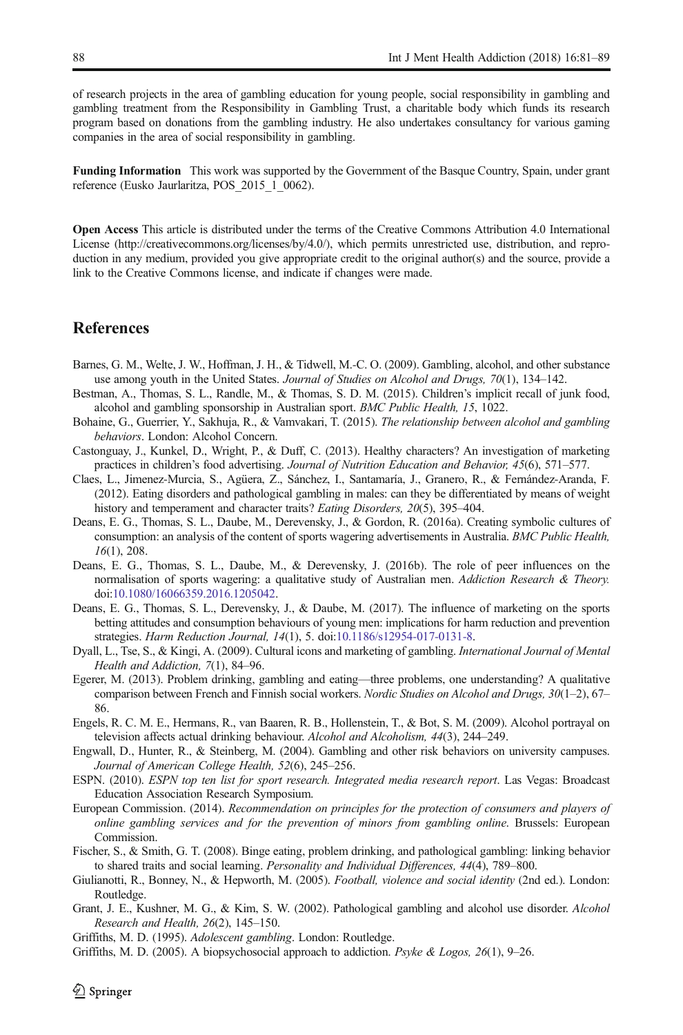of research projects in the area of gambling education for young people, social responsibility in gambling and gambling treatment from the Responsibility in Gambling Trust, a charitable body which funds its research program based on donations from the gambling industry. He also undertakes consultancy for various gaming companies in the area of social responsibility in gambling.

**Funding Information** This work was supported by the Government of the Basque Country, Spain, under grant reference (Eusko Jaurlaritza, POS_2015_1_0062).

**Open Access** This article is distributed under the terms of the Creative Commons Attribution 4.0 International License (http://creativecommons.org/licenses/by/4.0/), which permits unrestricted use, distribution, and reproduction in any medium, provided you give appropriate credit to the original author(s) and the source, provide a link to the Creative Commons license, and indicate if changes were made.

## References

Barnes, G. M., Welte, J. W., Hoffman, J. H., & Tidwell, M.-C. O. (2009). Gambling, alcohol, and other substance use among youth in the United States. *Journal of Studies on Alcohol and Drugs, 70*(1), 134–142.

Bestman, A., Thomas, S. L., Randle, M., & Thomas, S. D. M. (2015). Children's implicit recall of junk food, alcohol and gambling sponsorship in Australian sport. *BMC Public Health, 15*, 1022.

Bohaine, G., Guerrier, Y., Sakhuja, R., & Vamvakari, T. (2015). *The relationship between alcohol and gambling behaviors*. London: Alcohol Concern.

Castonguay, J., Kunkel, D., Wright, P., & Duff, C. (2013). Healthy characters? An investigation of marketing practices in children's food advertising. *Journal of Nutrition Education and Behavior, 45*(6), 571–577.

Claes, L., Jimenez-Murcia, S., Agüera, Z., Sánchez, I., Santamaría, J., Granero, R., & Fernández-Aranda, F. (2012). Eating disorders and pathological gambling in males: can they be differentiated by means of weight history and temperament and character traits? *Eating Disorders, 20*(5), 395–404.

Deans, E. G., Thomas, S. L., Daube, M., Derevensky, J., & Gordon, R. (2016a). Creating symbolic cultures of consumption: an analysis of the content of sports wagering advertisements in Australia. *BMC Public Health, 16*(1), 208.

Deans, E. G., Thomas, S. L., Daube, M., & Derevensky, J. (2016b). The role of peer influences on the normalisation of sports wagering: a qualitative study of Australian men. *Addiction Research & Theory.* doi:10.1080/16066359.2016.1205042.

Deans, E. G., Thomas, S. L., Derevensky, J., & Daube, M. (2017). The influence of marketing on the sports betting attitudes and consumption behaviours of young men: implications for harm reduction and prevention strategies. *Harm Reduction Journal, 14*(1), 5. doi:10.1186/s12954-017-0131-8.

Dyall, L., Tse, S., & Kingi, A. (2009). Cultural icons and marketing of gambling. *International Journal of Mental Health and Addiction, 7*(1), 84–96.

Egerer, M. (2013). Problem drinking, gambling and eating—three problems, one understanding? A qualitative comparison between French and Finnish social workers. *Nordic Studies on Alcohol and Drugs, 30*(1–2), 67–86.

Engels, R. C. M. E., Hermans, R., van Baaren, R. B., Hollenstein, T., & Bot, S. M. (2009). Alcohol portrayal on television affects actual drinking behaviour. *Alcohol and Alcoholism, 44*(3), 244–249.

Engwall, D., Hunter, R., & Steinberg, M. (2004). Gambling and other risk behaviors on university campuses. *Journal of American College Health, 52*(6), 245–256.

ESPN. (2010). *ESPN top ten list for sport research. Integrated media research report*. Las Vegas: Broadcast Education Association Research Symposium.

European Commission. (2014). *Recommendation on principles for the protection of consumers and players of online gambling services and for the prevention of minors from gambling online*. Brussels: European Commission.

Fischer, S., & Smith, G. T. (2008). Binge eating, problem drinking, and pathological gambling: linking behavior to shared traits and social learning. *Personality and Individual Differences, 44*(4), 789–800.

Giulianotti, R., Bonney, N., & Hepworth, M. (2005). *Football, violence and social identity* (2nd ed.). London: Routledge.

Grant, J. E., Kushner, M. G., & Kim, S. W. (2002). Pathological gambling and alcohol use disorder. *Alcohol Research and Health, 26*(2), 145–150.

Griffiths, M. D. (1995). *Adolescent gambling*. London: Routledge.

Griffiths, M. D. (2005). A biopsychosocial approach to addiction. *Psyke & Logos, 26*(1), 9–26.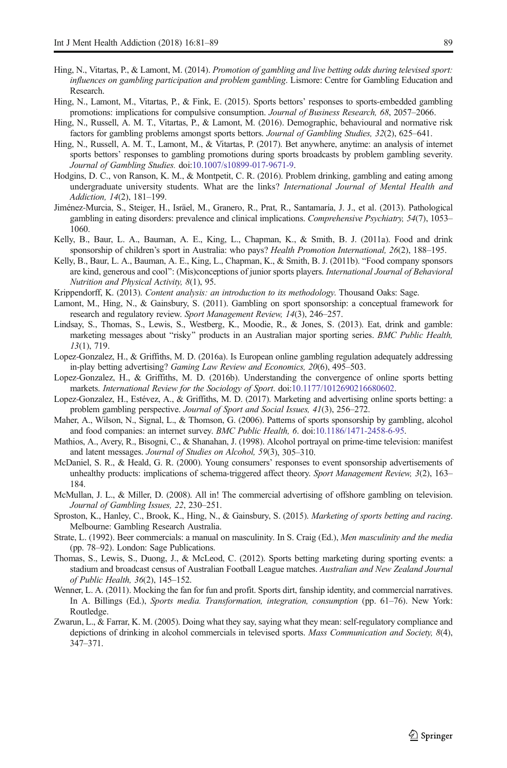Hing, N., Vitartas, P., & Lamont, M. (2014). *Promotion of gambling and live betting odds during televised sport: influences on gambling participation and problem gambling*. Lismore: Centre for Gambling Education and Research.

Hing, N., Lamont, M., Vitartas, P., & Fink, E. (2015). Sports bettors' responses to sports-embedded gambling promotions: implications for compulsive consumption. *Journal of Business Research, 68*, 2057–2066.

Hing, N., Russell, A. M. T., Vitartas, P., & Lamont, M. (2016). Demographic, behavioural and normative risk factors for gambling problems amongst sports bettors. *Journal of Gambling Studies, 32*(2), 625–641.

Hing, N., Russell, A. M. T., Lamont, M., & Vitartas, P. (2017). Bet anywhere, anytime: an analysis of internet sports bettors' responses to gambling promotions during sports broadcasts by problem gambling severity. *Journal of Gambling Studies.* doi:10.1007/s10899-017-9671-9.

Hodgins, D. C., von Ranson, K. M., & Montpetit, C. R. (2016). Problem drinking, gambling and eating among undergraduate university students. What are the links? *International Journal of Mental Health and Addiction, 14*(2), 181–199.

Jiménez-Murcia, S., Steiger, H., Isräel, M., Granero, R., Prat, R., Santamaría, J. J., et al. (2013). Pathological gambling in eating disorders: prevalence and clinical implications. *Comprehensive Psychiatry, 54*(7), 1053–1060.

Kelly, B., Baur, L. A., Bauman, A. E., King, L., Chapman, K., & Smith, B. J. (2011a). Food and drink sponsorship of children's sport in Australia: who pays? *Health Promotion International, 26*(2), 188–195.

Kelly, B., Baur, L. A., Bauman, A. E., King, L., Chapman, K., & Smith, B. J. (2011b). "Food company sponsors are kind, generous and cool": (Mis)conceptions of junior sports players. *International Journal of Behavioral Nutrition and Physical Activity, 8*(1), 95.

Krippendorff, K. (2013). *Content analysis: an introduction to its methodology*. Thousand Oaks: Sage.

Lamont, M., Hing, N., & Gainsbury, S. (2011). Gambling on sport sponsorship: a conceptual framework for research and regulatory review. *Sport Management Review, 14*(3), 246–257.

Lindsay, S., Thomas, S., Lewis, S., Westberg, K., Moodie, R., & Jones, S. (2013). Eat, drink and gamble: marketing messages about "risky" products in an Australian major sporting series. *BMC Public Health, 13*(1), 719.

Lopez-Gonzalez, H., & Griffiths, M. D. (2016a). Is European online gambling regulation adequately addressing in-play betting advertising? *Gaming Law Review and Economics, 20*(6), 495–503.

Lopez-Gonzalez, H., & Griffiths, M. D. (2016b). Understanding the convergence of online sports betting markets. *International Review for the Sociology of Sport*. doi:10.1177/1012690216680602.

Lopez-Gonzalez, H., Estévez, A., & Griffiths, M. D. (2017). Marketing and advertising online sports betting: a problem gambling perspective. *Journal of Sport and Social Issues, 41*(3), 256–272.

Maher, A., Wilson, N., Signal, L., & Thomson, G. (2006). Patterns of sports sponsorship by gambling, alcohol and food companies: an internet survey. *BMC Public Health, 6*. doi:10.1186/1471-2458-6-95.

Mathios, A., Avery, R., Bisogni, C., & Shanahan, J. (1998). Alcohol portrayal on prime-time television: manifest and latent messages. *Journal of Studies on Alcohol, 59*(3), 305–310.

McDaniel, S. R., & Heald, G. R. (2000). Young consumers' responses to event sponsorship advertisements of unhealthy products: implications of schema-triggered affect theory. *Sport Management Review, 3*(2), 163–184.

McMullan, J. L., & Miller, D. (2008). All in! The commercial advertising of offshore gambling on television. *Journal of Gambling Issues, 22*, 230–251.

Sproston, K., Hanley, C., Brook, K., Hing, N., & Gainsbury, S. (2015). *Marketing of sports betting and racing*. Melbourne: Gambling Research Australia.

Strate, L. (1992). Beer commercials: a manual on masculinity. In S. Craig (Ed.), *Men masculinity and the media* (pp. 78–92). London: Sage Publications.

Thomas, S., Lewis, S., Duong, J., & McLeod, C. (2012). Sports betting marketing during sporting events: a stadium and broadcast census of Australian Football League matches. *Australian and New Zealand Journal of Public Health, 36*(2), 145–152.

Wenner, L. A. (2011). Mocking the fan for fun and profit. Sports dirt, fanship identity, and commercial narratives. In A. Billings (Ed.), *Sports media. Transformation, integration, consumption* (pp. 61–76). New York: Routledge.

Zwarun, L., & Farrar, K. M. (2005). Doing what they say, saying what they mean: self-regulatory compliance and depictions of drinking in alcohol commercials in televised sports. *Mass Communication and Society, 8*(4), 347–371.